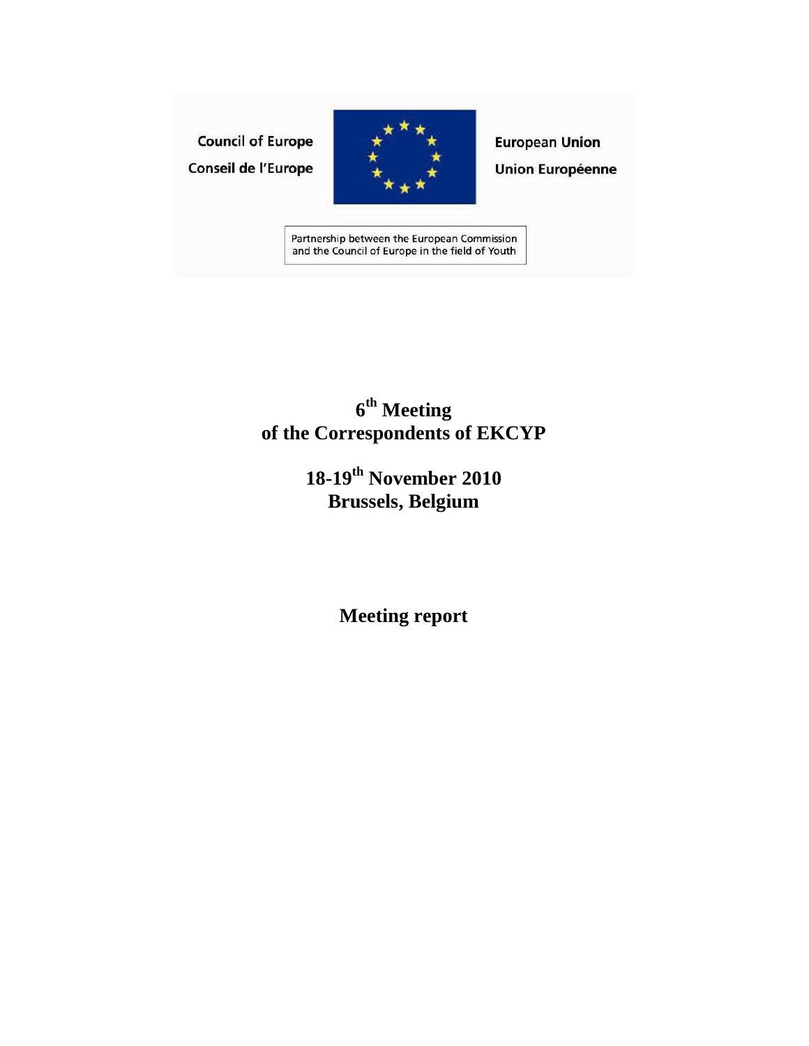Council of Europe
Conseil de l'Europe

European Union
Union Européenne

Partnership between the European Commission and the Council of Europe in the field of Youth

# 6th Meeting of the Correspondents of EKCYP

## 18-19th November 2010
## Brussels, Belgium

## Meeting report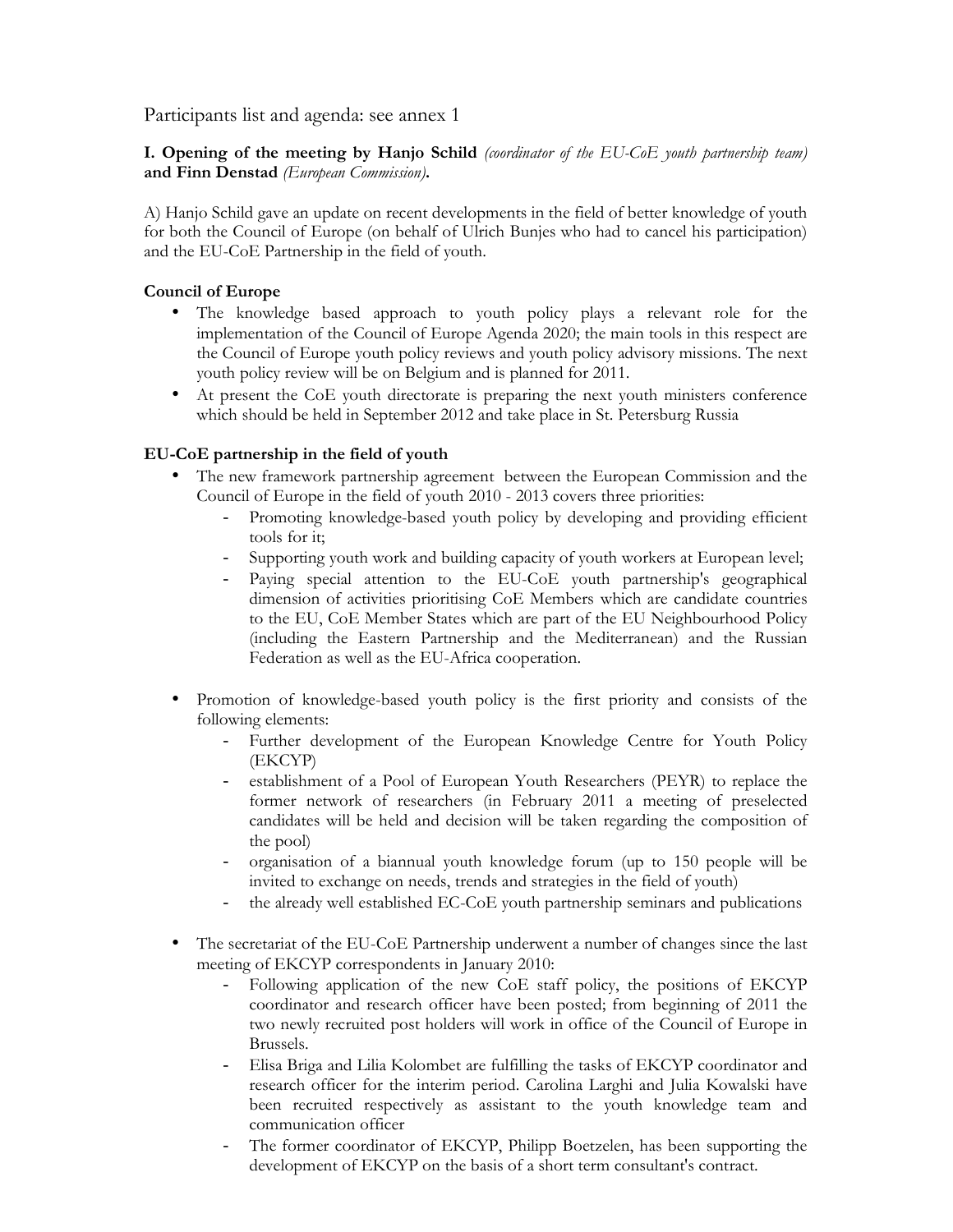Participants list and agenda: see annex 1

**I. Opening of the meeting by Hanjo Schild** *(coordinator of the EU-CoE youth partnership team)* **and Finn Denstad** *(European Commission)***.**

A) Hanjo Schild gave an update on recent developments in the field of better knowledge of youth for both the Council of Europe (on behalf of Ulrich Bunjes who had to cancel his participation) and the EU-CoE Partnership in the field of youth.

**Council of Europe**

- The knowledge based approach to youth policy plays a relevant role for the implementation of the Council of Europe Agenda 2020; the main tools in this respect are the Council of Europe youth policy reviews and youth policy advisory missions. The next youth policy review will be on Belgium and is planned for 2011.
- At present the CoE youth directorate is preparing the next youth ministers conference which should be held in September 2012 and take place in St. Petersburg Russia

**EU-CoE partnership in the field of youth**

- The new framework partnership agreement between the European Commission and the Council of Europe in the field of youth 2010 - 2013 covers three priorities:
  - Promoting knowledge-based youth policy by developing and providing efficient tools for it;
  - Supporting youth work and building capacity of youth workers at European level;
  - Paying special attention to the EU-CoE youth partnership's geographical dimension of activities prioritising CoE Members which are candidate countries to the EU, CoE Member States which are part of the EU Neighbourhood Policy (including the Eastern Partnership and the Mediterranean) and the Russian Federation as well as the EU-Africa cooperation.
- Promotion of knowledge-based youth policy is the first priority and consists of the following elements:
  - Further development of the European Knowledge Centre for Youth Policy (EKCYP)
  - establishment of a Pool of European Youth Researchers (PEYR) to replace the former network of researchers (in February 2011 a meeting of preselected candidates will be held and decision will be taken regarding the composition of the pool)
  - organisation of a biannual youth knowledge forum (up to 150 people will be invited to exchange on needs, trends and strategies in the field of youth)
  - the already well established EC-CoE youth partnership seminars and publications
- The secretariat of the EU-CoE Partnership underwent a number of changes since the last meeting of EKCYP correspondents in January 2010:
  - Following application of the new CoE staff policy, the positions of EKCYP coordinator and research officer have been posted; from beginning of 2011 the two newly recruited post holders will work in office of the Council of Europe in Brussels.
  - Elisa Briga and Lilia Kolombet are fulfilling the tasks of EKCYP coordinator and research officer for the interim period. Carolina Larghi and Julia Kowalski have been recruited respectively as assistant to the youth knowledge team and communication officer
  - The former coordinator of EKCYP, Philipp Boetzelen, has been supporting the development of EKCYP on the basis of a short term consultant's contract.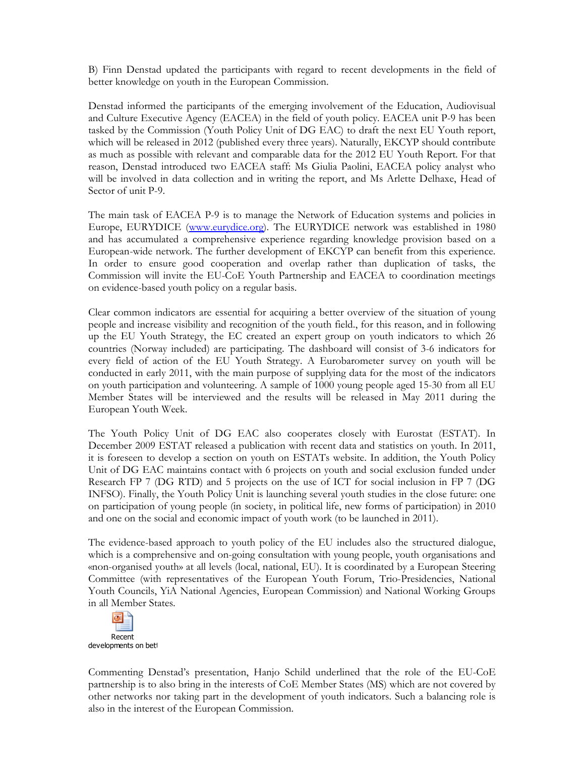B) Finn Denstad updated the participants with regard to recent developments in the field of better knowledge on youth in the European Commission.

Denstad informed the participants of the emerging involvement of the Education, Audiovisual and Culture Executive Agency (EACEA) in the field of youth policy. EACEA unit P-9 has been tasked by the Commission (Youth Policy Unit of DG EAC) to draft the next EU Youth report, which will be released in 2012 (published every three years). Naturally, EKCYP should contribute as much as possible with relevant and comparable data for the 2012 EU Youth Report. For that reason, Denstad introduced two EACEA staff: Ms Giulia Paolini, EACEA policy analyst who will be involved in data collection and in writing the report, and Ms Arlette Delhaxe, Head of Sector of unit P-9.

The main task of EACEA P-9 is to manage the Network of Education systems and policies in Europe, EURYDICE (www.eurydice.org). The EURYDICE network was established in 1980 and has accumulated a comprehensive experience regarding knowledge provision based on a European-wide network. The further development of EKCYP can benefit from this experience. In order to ensure good cooperation and overlap rather than duplication of tasks, the Commission will invite the EU-CoE Youth Partnership and EACEA to coordination meetings on evidence-based youth policy on a regular basis.

Clear common indicators are essential for acquiring a better overview of the situation of young people and increase visibility and recognition of the youth field., for this reason, and in following up the EU Youth Strategy, the EC created an expert group on youth indicators to which 26 countries (Norway included) are participating. The dashboard will consist of 3-6 indicators for every field of action of the EU Youth Strategy. A Eurobarometer survey on youth will be conducted in early 2011, with the main purpose of supplying data for the most of the indicators on youth participation and volunteering. A sample of 1000 young people aged 15-30 from all EU Member States will be interviewed and the results will be released in May 2011 during the European Youth Week.

The Youth Policy Unit of DG EAC also cooperates closely with Eurostat (ESTAT). In December 2009 ESTAT released a publication with recent data and statistics on youth. In 2011, it is foreseen to develop a section on youth on ESTATs website. In addition, the Youth Policy Unit of DG EAC maintains contact with 6 projects on youth and social exclusion funded under Research FP 7 (DG RTD) and 5 projects on the use of ICT for social inclusion in FP 7 (DG INFSO). Finally, the Youth Policy Unit is launching several youth studies in the close future: one on participation of young people (in society, in political life, new forms of participation) in 2010 and one on the social and economic impact of youth work (to be launched in 2011).

The evidence-based approach to youth policy of the EU includes also the structured dialogue, which is a comprehensive and on-going consultation with young people, youth organisations and «non-organised youth» at all levels (local, national, EU). It is coordinated by a European Steering Committee (with representatives of the European Youth Forum, Trio-Presidencies, National Youth Councils, YiA National Agencies, European Commission) and National Working Groups in all Member States.

Recent developments on bet

Commenting Denstad's presentation, Hanjo Schild underlined that the role of the EU-CoE partnership is to also bring in the interests of CoE Member States (MS) which are not covered by other networks nor taking part in the development of youth indicators. Such a balancing role is also in the interest of the European Commission.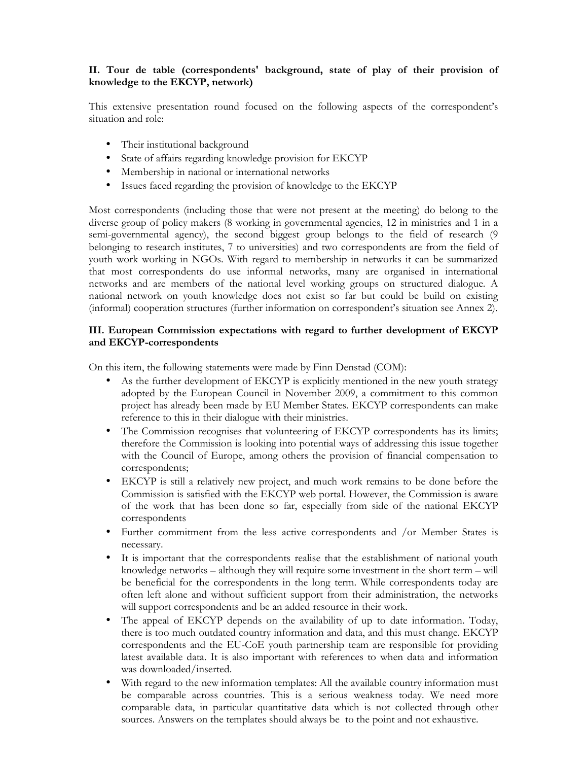## II. Tour de table (correspondents' background, state of play of their provision of knowledge to the EKCYP, network)

This extensive presentation round focused on the following aspects of the correspondent's situation and role:

- Their institutional background
- State of affairs regarding knowledge provision for EKCYP
- Membership in national or international networks
- Issues faced regarding the provision of knowledge to the EKCYP

Most correspondents (including those that were not present at the meeting) do belong to the diverse group of policy makers (8 working in governmental agencies, 12 in ministries and 1 in a semi-governmental agency), the second biggest group belongs to the field of research (9 belonging to research institutes, 7 to universities) and two correspondents are from the field of youth work working in NGOs. With regard to membership in networks it can be summarized that most correspondents do use informal networks, many are organised in international networks and are members of the national level working groups on structured dialogue. A national network on youth knowledge does not exist so far but could be build on existing (informal) cooperation structures (further information on correspondent's situation see Annex 2).

## III. European Commission expectations with regard to further development of EKCYP and EKCYP-correspondents

On this item, the following statements were made by Finn Denstad (COM):

- As the further development of EKCYP is explicitly mentioned in the new youth strategy adopted by the European Council in November 2009, a commitment to this common project has already been made by EU Member States. EKCYP correspondents can make reference to this in their dialogue with their ministries.
- The Commission recognises that volunteering of EKCYP correspondents has its limits; therefore the Commission is looking into potential ways of addressing this issue together with the Council of Europe, among others the provision of financial compensation to correspondents;
- EKCYP is still a relatively new project, and much work remains to be done before the Commission is satisfied with the EKCYP web portal. However, the Commission is aware of the work that has been done so far, especially from side of the national EKCYP correspondents
- Further commitment from the less active correspondents and /or Member States is necessary.
- It is important that the correspondents realise that the establishment of national youth knowledge networks – although they will require some investment in the short term – will be beneficial for the correspondents in the long term. While correspondents today are often left alone and without sufficient support from their administration, the networks will support correspondents and be an added resource in their work.
- The appeal of EKCYP depends on the availability of up to date information. Today, there is too much outdated country information and data, and this must change. EKCYP correspondents and the EU-CoE youth partnership team are responsible for providing latest available data. It is also important with references to when data and information was downloaded/inserted.
- With regard to the new information templates: All the available country information must be comparable across countries. This is a serious weakness today. We need more comparable data, in particular quantitative data which is not collected through other sources. Answers on the templates should always be to the point and not exhaustive.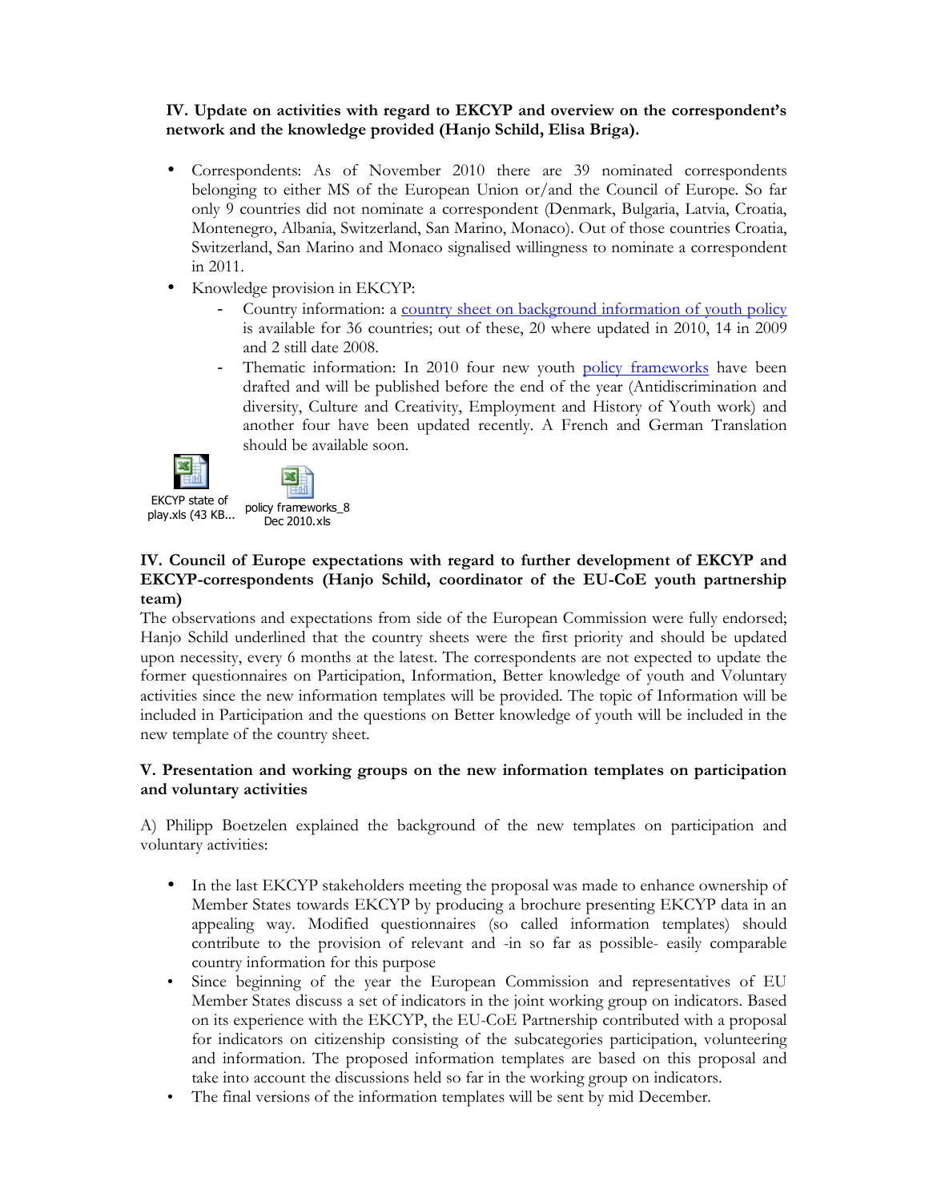**IV. Update on activities with regard to EKCYP and overview on the correspondent's network and the knowledge provided (Hanjo Schild, Elisa Briga).**

- Correspondents: As of November 2010 there are 39 nominated correspondents belonging to either MS of the European Union or/and the Council of Europe. So far only 9 countries did not nominate a correspondent (Denmark, Bulgaria, Latvia, Croatia, Montenegro, Albania, Switzerland, San Marino, Monaco). Out of those countries Croatia, Switzerland, San Marino and Monaco signalised willingness to nominate a correspondent in 2011.
- Knowledge provision in EKCYP:
  - Country information: a country sheet on background information of youth policy is available for 36 countries; out of these, 20 where updated in 2010, 14 in 2009 and 2 still date 2008.
  - Thematic information: In 2010 four new youth policy frameworks have been drafted and will be published before the end of the year (Antidiscrimination and diversity, Culture and Creativity, Employment and History of Youth work) and another four have been updated recently. A French and German Translation should be available soon.

EKCYP state of play.xls (43 KB...

policy frameworks_8 Dec 2010.xls

**IV. Council of Europe expectations with regard to further development of EKCYP and EKCYP-correspondents (Hanjo Schild, coordinator of the EU-CoE youth partnership team)**

The observations and expectations from side of the European Commission were fully endorsed; Hanjo Schild underlined that the country sheets were the first priority and should be updated upon necessity, every 6 months at the latest. The correspondents are not expected to update the former questionnaires on Participation, Information, Better knowledge of youth and Voluntary activities since the new information templates will be provided. The topic of Information will be included in Participation and the questions on Better knowledge of youth will be included in the new template of the country sheet.

**V. Presentation and working groups on the new information templates on participation and voluntary activities**

A) Philipp Boetzelen explained the background of the new templates on participation and voluntary activities:

- In the last EKCYP stakeholders meeting the proposal was made to enhance ownership of Member States towards EKCYP by producing a brochure presenting EKCYP data in an appealing way. Modified questionnaires (so called information templates) should contribute to the provision of relevant and -in so far as possible- easily comparable country information for this purpose
- Since beginning of the year the European Commission and representatives of EU Member States discuss a set of indicators in the joint working group on indicators. Based on its experience with the EKCYP, the EU-CoE Partnership contributed with a proposal for indicators on citizenship consisting of the subcategories participation, volunteering and information. The proposed information templates are based on this proposal and take into account the discussions held so far in the working group on indicators.
- The final versions of the information templates will be sent by mid December.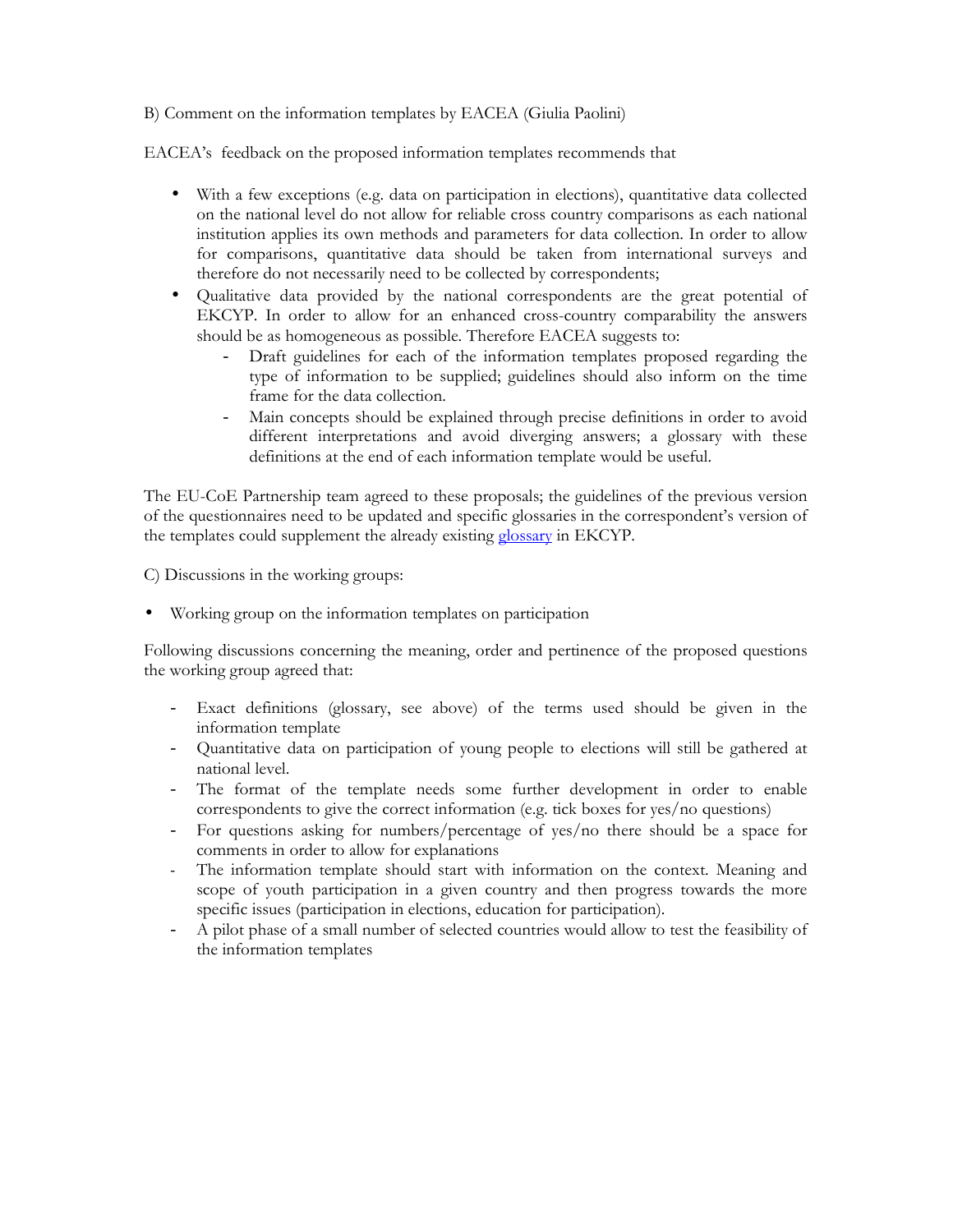B) Comment on the information templates by EACEA (Giulia Paolini)

EACEA's feedback on the proposed information templates recommends that

- With a few exceptions (e.g. data on participation in elections), quantitative data collected on the national level do not allow for reliable cross country comparisons as each national institution applies its own methods and parameters for data collection. In order to allow for comparisons, quantitative data should be taken from international surveys and therefore do not necessarily need to be collected by correspondents;
- Qualitative data provided by the national correspondents are the great potential of EKCYP. In order to allow for an enhanced cross-country comparability the answers should be as homogeneous as possible. Therefore EACEA suggests to:
  - Draft guidelines for each of the information templates proposed regarding the type of information to be supplied; guidelines should also inform on the time frame for the data collection.
  - Main concepts should be explained through precise definitions in order to avoid different interpretations and avoid diverging answers; a glossary with these definitions at the end of each information template would be useful.

The EU-CoE Partnership team agreed to these proposals; the guidelines of the previous version of the questionnaires need to be updated and specific glossaries in the correspondent's version of the templates could supplement the already existing glossary in EKCYP.

C) Discussions in the working groups:

- Working group on the information templates on participation

Following discussions concerning the meaning, order and pertinence of the proposed questions the working group agreed that:

- Exact definitions (glossary, see above) of the terms used should be given in the information template
- Quantitative data on participation of young people to elections will still be gathered at national level.
- The format of the template needs some further development in order to enable correspondents to give the correct information (e.g. tick boxes for yes/no questions)
- For questions asking for numbers/percentage of yes/no there should be a space for comments in order to allow for explanations
- The information template should start with information on the context. Meaning and scope of youth participation in a given country and then progress towards the more specific issues (participation in elections, education for participation).
- A pilot phase of a small number of selected countries would allow to test the feasibility of the information templates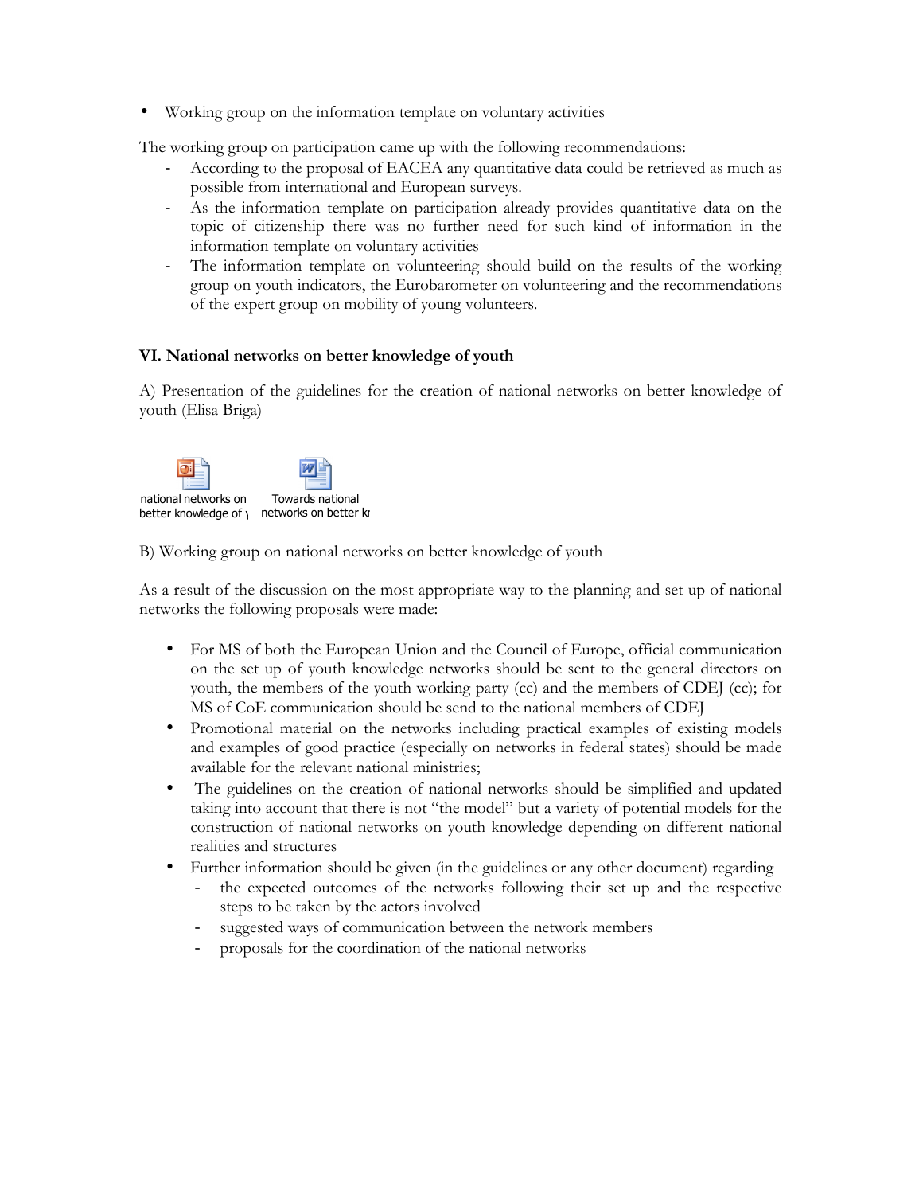- Working group on the information template on voluntary activities

The working group on participation came up with the following recommendations:

- According to the proposal of EACEA any quantitative data could be retrieved as much as possible from international and European surveys.
- As the information template on participation already provides quantitative data on the topic of citizenship there was no further need for such kind of information in the information template on voluntary activities
- The information template on volunteering should build on the results of the working group on youth indicators, the Eurobarometer on volunteering and the recommendations of the expert group on mobility of young volunteers.

### VI. National networks on better knowledge of youth

A) Presentation of the guidelines for the creation of national networks on better knowledge of youth (Elisa Briga)

national networks on better knowledge of y    Towards national networks on better kn

B) Working group on national networks on better knowledge of youth

As a result of the discussion on the most appropriate way to the planning and set up of national networks the following proposals were made:

- For MS of both the European Union and the Council of Europe, official communication on the set up of youth knowledge networks should be sent to the general directors on youth, the members of the youth working party (cc) and the members of CDEJ (cc); for MS of CoE communication should be send to the national members of CDEJ
- Promotional material on the networks including practical examples of existing models and examples of good practice (especially on networks in federal states) should be made available for the relevant national ministries;
- The guidelines on the creation of national networks should be simplified and updated taking into account that there is not "the model" but a variety of potential models for the construction of national networks on youth knowledge depending on different national realities and structures
- Further information should be given (in the guidelines or any other document) regarding
  - the expected outcomes of the networks following their set up and the respective steps to be taken by the actors involved
  - suggested ways of communication between the network members
  - proposals for the coordination of the national networks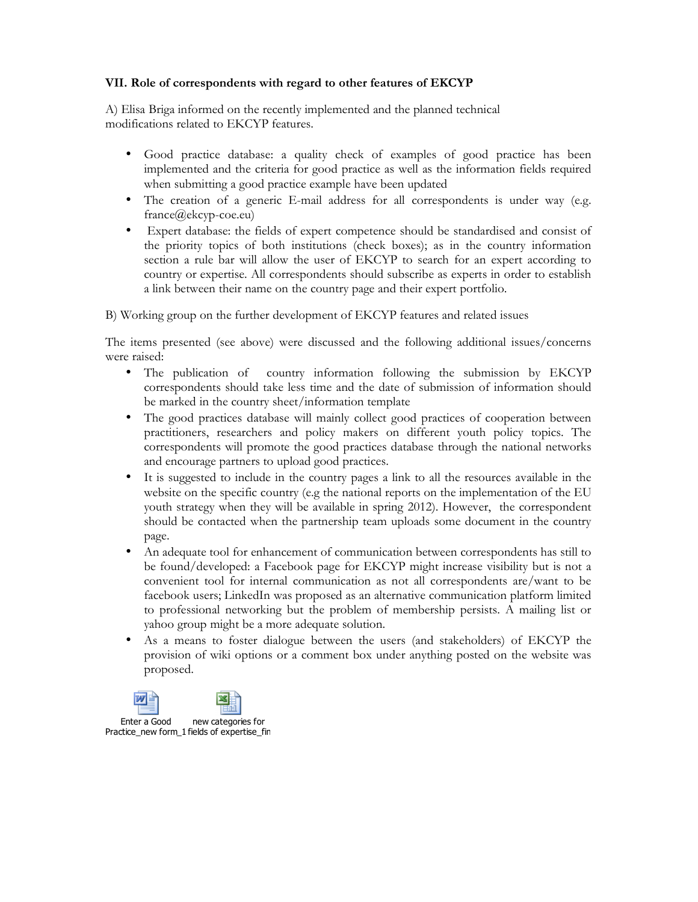**VII. Role of correspondents with regard to other features of EKCYP**

A) Elisa Briga informed on the recently implemented and the planned technical modifications related to EKCYP features.

- Good practice database: a quality check of examples of good practice has been implemented and the criteria for good practice as well as the information fields required when submitting a good practice example have been updated
- The creation of a generic E-mail address for all correspondents is under way (e.g. france@ekcyp-coe.eu)
- Expert database: the fields of expert competence should be standardised and consist of the priority topics of both institutions (check boxes); as in the country information section a rule bar will allow the user of EKCYP to search for an expert according to country or expertise. All correspondents should subscribe as experts in order to establish a link between their name on the country page and their expert portfolio.

B) Working group on the further development of EKCYP features and related issues

The items presented (see above) were discussed and the following additional issues/concerns were raised:

- The publication of country information following the submission by EKCYP correspondents should take less time and the date of submission of information should be marked in the country sheet/information template
- The good practices database will mainly collect good practices of cooperation between practitioners, researchers and policy makers on different youth policy topics. The correspondents will promote the good practices database through the national networks and encourage partners to upload good practices.
- It is suggested to include in the country pages a link to all the resources available in the website on the specific country (e.g the national reports on the implementation of the EU youth strategy when they will be available in spring 2012). However, the correspondent should be contacted when the partnership team uploads some document in the country page.
- An adequate tool for enhancement of communication between correspondents has still to be found/developed: a Facebook page for EKCYP might increase visibility but is not a convenient tool for internal communication as not all correspondents are/want to be facebook users; LinkedIn was proposed as an alternative communication platform limited to professional networking but the problem of membership persists. A mailing list or yahoo group might be a more adequate solution.
- As a means to foster dialogue between the users (and stakeholders) of EKCYP the provision of wiki options or a comment box under anything posted on the website was proposed.

Enter a Good Practice_new form_1 new categories for fields of expertise_fin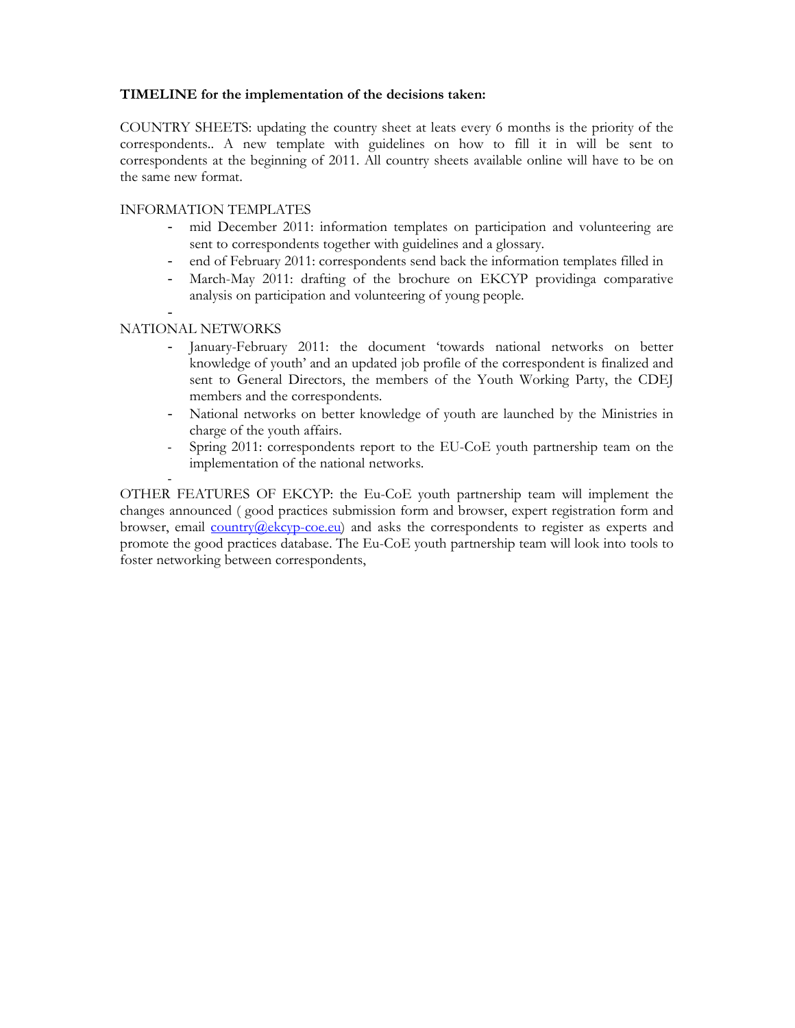**TIMELINE for the implementation of the decisions taken:**

COUNTRY SHEETS: updating the country sheet at leats every 6 months is the priority of the correspondents.. A new template with guidelines on how to fill it in will be sent to correspondents at the beginning of 2011. All country sheets available online will have to be on the same new format.

INFORMATION TEMPLATES

- mid December 2011: information templates on participation and volunteering are sent to correspondents together with guidelines and a glossary.
- end of February 2011: correspondents send back the information templates filled in
- March-May 2011: drafting of the brochure on EKCYP providinga comparative analysis on participation and volunteering of young people.
-

NATIONAL NETWORKS

- January-February 2011: the document 'towards national networks on better knowledge of youth' and an updated job profile of the correspondent is finalized and sent to General Directors, the members of the Youth Working Party, the CDEJ members and the correspondents.
- National networks on better knowledge of youth are launched by the Ministries in charge of the youth affairs.
- Spring 2011: correspondents report to the EU-CoE youth partnership team on the implementation of the national networks.
-

OTHER FEATURES OF EKCYP: the Eu-CoE youth partnership team will implement the changes announced ( good practices submission form and browser, expert registration form and browser, email country@ekcyp-coe.eu) and asks the correspondents to register as experts and promote the good practices database. The Eu-CoE youth partnership team will look into tools to foster networking between correspondents,